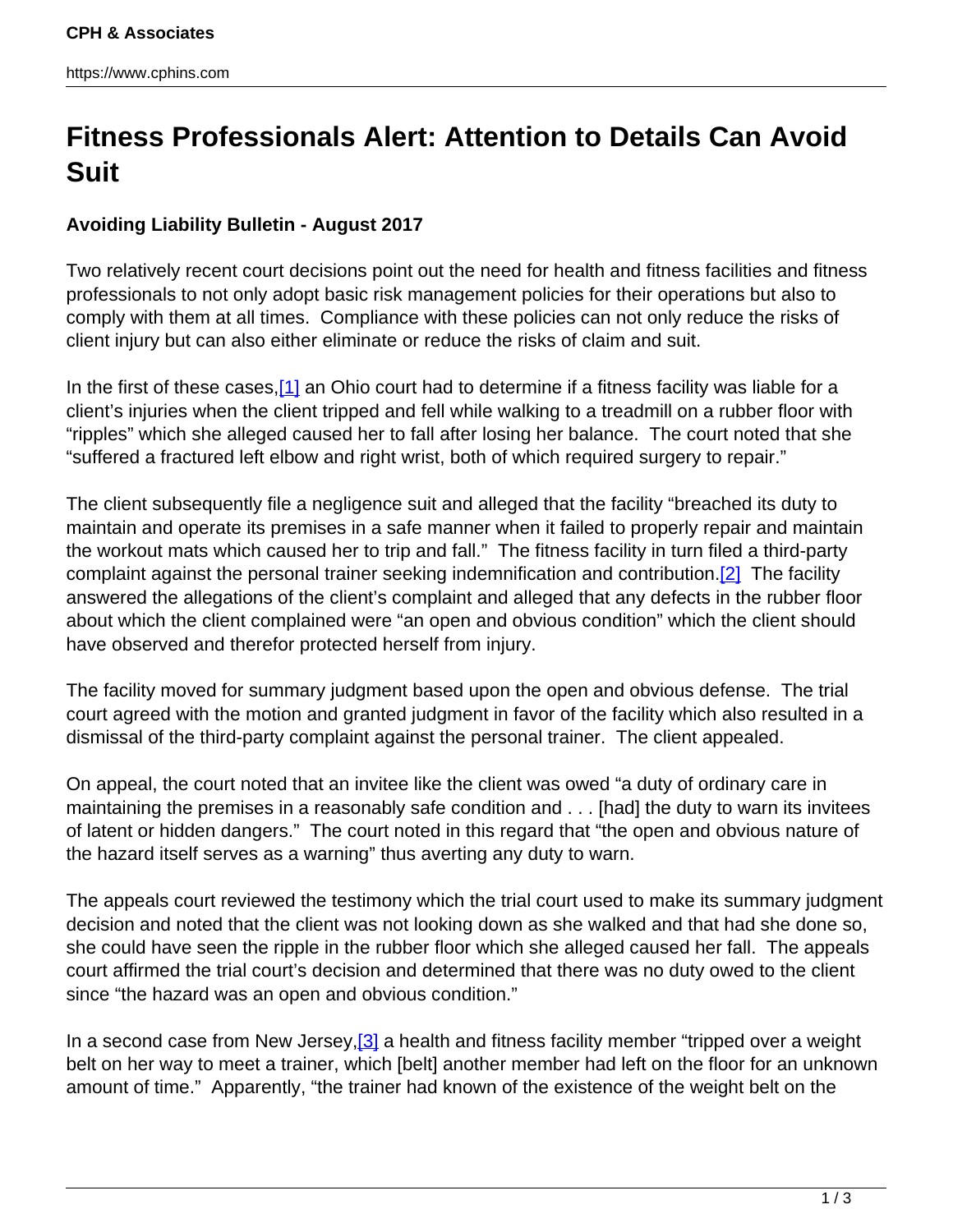# Fitness Professionals Alert: Attention to Details Can Avoid Suit

**Avoiding Liability Bulletin - August 2017**

Two relatively recent court decisions point out the need for health and fitness facilities and fitness professionals to not only adopt basic risk management policies for their operations but also to comply with them at all times. Compliance with these policies can not only reduce the risks of client injury but can also either eliminate or reduce the risks of claim and suit.

In the first of these cases,[1] an Ohio court had to determine if a fitness facility was liable for a client's injuries when the client tripped and fell while walking to a treadmill on a rubber floor with "ripples" which she alleged caused her to fall after losing her balance. The court noted that she "suffered a fractured left elbow and right wrist, both of which required surgery to repair."

The client subsequently file a negligence suit and alleged that the facility "breached its duty to maintain and operate its premises in a safe manner when it failed to properly repair and maintain the workout mats which caused her to trip and fall." The fitness facility in turn filed a third-party complaint against the personal trainer seeking indemnification and contribution.[2] The facility answered the allegations of the client's complaint and alleged that any defects in the rubber floor about which the client complained were "an open and obvious condition" which the client should have observed and therefor protected herself from injury.

The facility moved for summary judgment based upon the open and obvious defense. The trial court agreed with the motion and granted judgment in favor of the facility which also resulted in a dismissal of the third-party complaint against the personal trainer. The client appealed.

On appeal, the court noted that an invitee like the client was owed "a duty of ordinary care in maintaining the premises in a reasonably safe condition and . . . [had] the duty to warn its invitees of latent or hidden dangers." The court noted in this regard that "the open and obvious nature of the hazard itself serves as a warning" thus averting any duty to warn.

The appeals court reviewed the testimony which the trial court used to make its summary judgment decision and noted that the client was not looking down as she walked and that had she done so, she could have seen the ripple in the rubber floor which she alleged caused her fall. The appeals court affirmed the trial court's decision and determined that there was no duty owed to the client since "the hazard was an open and obvious condition."

In a second case from New Jersey,[3] a health and fitness facility member "tripped over a weight belt on her way to meet a trainer, which [belt] another member had left on the floor for an unknown amount of time." Apparently, "the trainer had known of the existence of the weight belt on the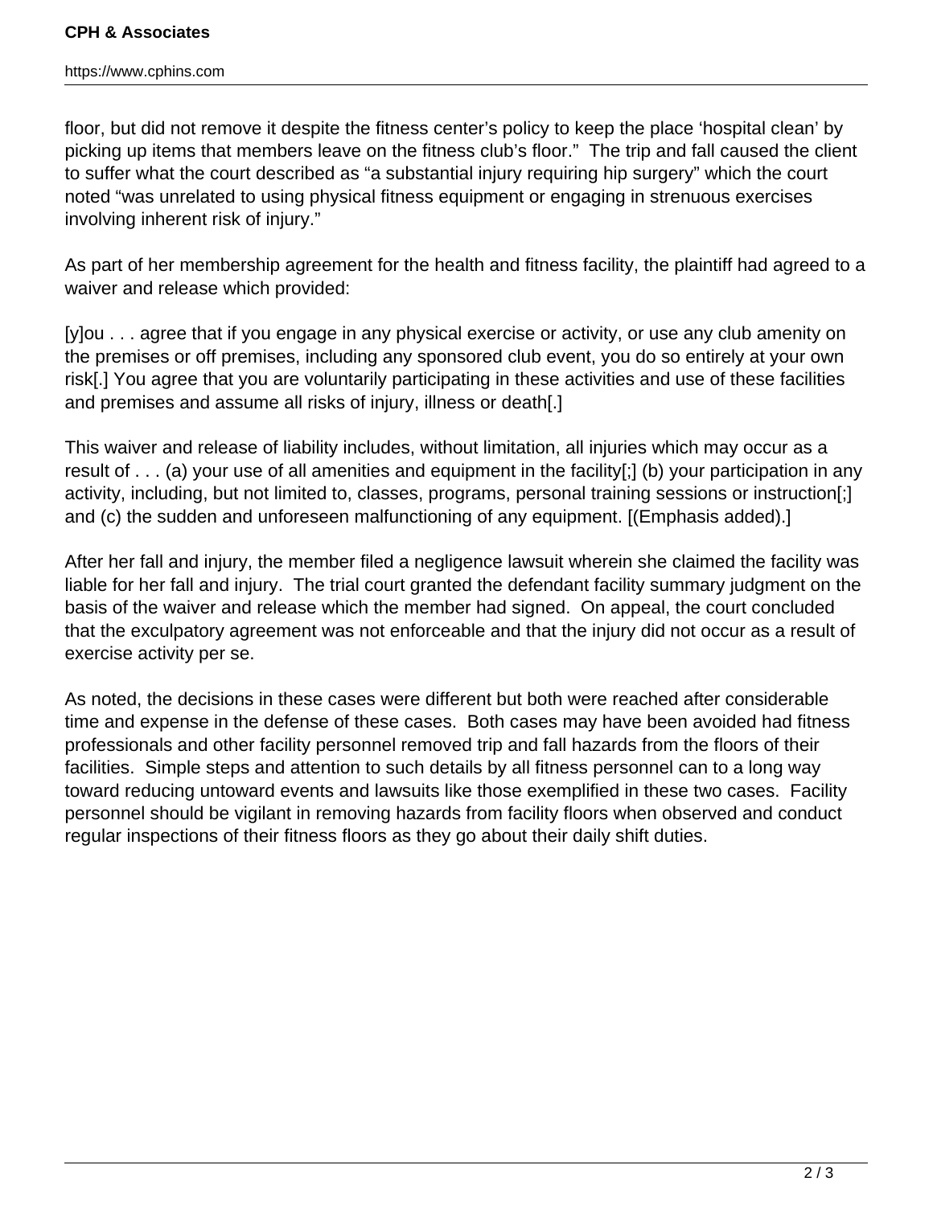floor, but did not remove it despite the fitness center's policy to keep the place 'hospital clean' by picking up items that members leave on the fitness club's floor." The trip and fall caused the client to suffer what the court described as "a substantial injury requiring hip surgery" which the court noted "was unrelated to using physical fitness equipment or engaging in strenuous exercises involving inherent risk of injury."

As part of her membership agreement for the health and fitness facility, the plaintiff had agreed to a waiver and release which provided:

[y]ou . . . agree that if you engage in any physical exercise or activity, or use any club amenity on the premises or off premises, including any sponsored club event, you do so entirely at your own risk[.] You agree that you are voluntarily participating in these activities and use of these facilities and premises and assume all risks of injury, illness or death[.]

This waiver and release of liability includes, without limitation, all injuries which may occur as a result of . . . (a) your use of all amenities and equipment in the facility[;] (b) your participation in any activity, including, but not limited to, classes, programs, personal training sessions or instruction[;] and (c) the sudden and unforeseen malfunctioning of any equipment. [(Emphasis added).]

After her fall and injury, the member filed a negligence lawsuit wherein she claimed the facility was liable for her fall and injury. The trial court granted the defendant facility summary judgment on the basis of the waiver and release which the member had signed. On appeal, the court concluded that the exculpatory agreement was not enforceable and that the injury did not occur as a result of exercise activity per se.

As noted, the decisions in these cases were different but both were reached after considerable time and expense in the defense of these cases. Both cases may have been avoided had fitness professionals and other facility personnel removed trip and fall hazards from the floors of their facilities. Simple steps and attention to such details by all fitness personnel can to a long way toward reducing untoward events and lawsuits like those exemplified in these two cases. Facility personnel should be vigilant in removing hazards from facility floors when observed and conduct regular inspections of their fitness floors as they go about their daily shift duties.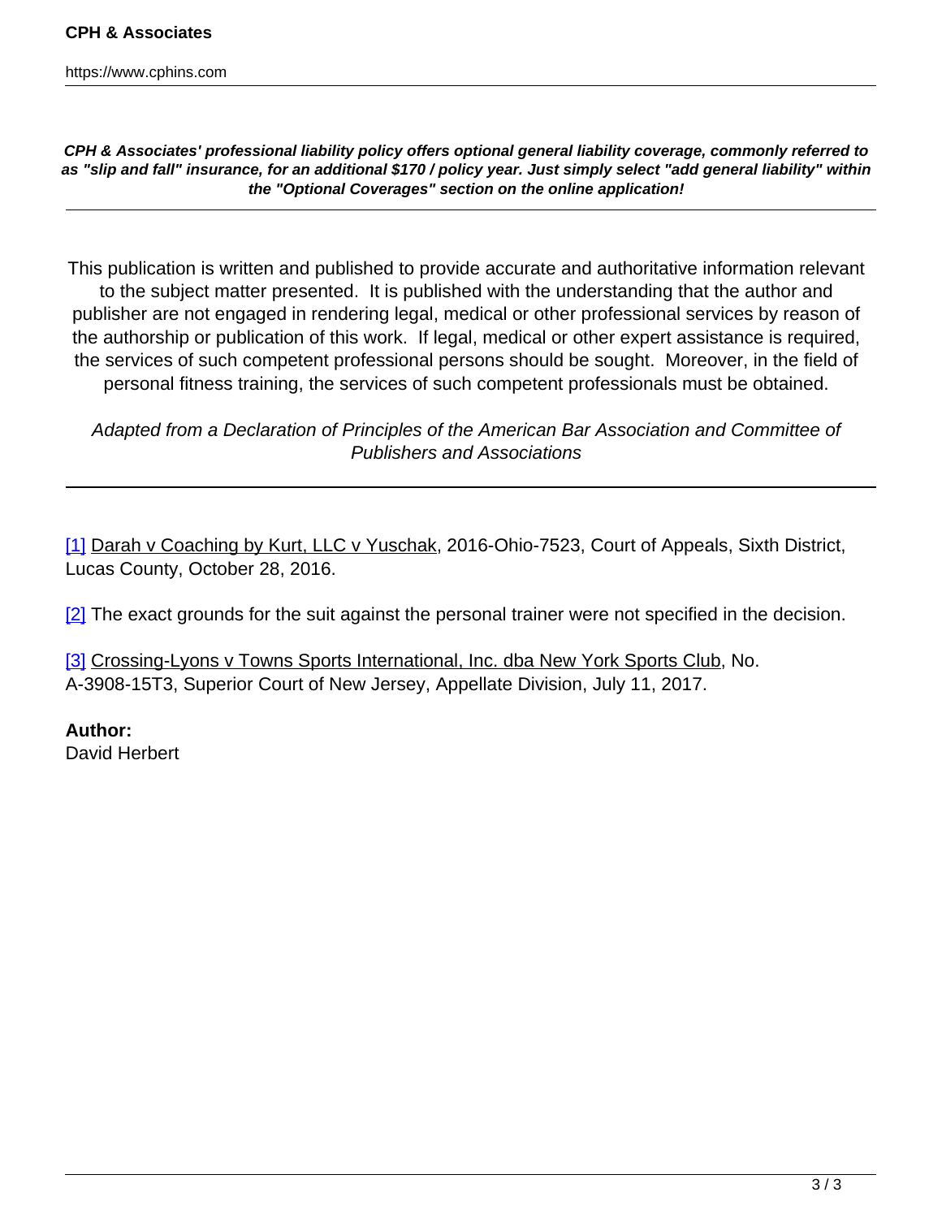***CPH & Associates' professional liability policy offers optional general liability coverage, commonly referred to as "slip and fall" insurance, for an additional $170 / policy year. Just simply select "add general liability" within the "Optional Coverages" section on the online application!***

---

This publication is written and published to provide accurate and authoritative information relevant to the subject matter presented. It is published with the understanding that the author and publisher are not engaged in rendering legal, medical or other professional services by reason of the authorship or publication of this work. If legal, medical or other expert assistance is required, the services of such competent professional persons should be sought. Moreover, in the field of personal fitness training, the services of such competent professionals must be obtained.

*Adapted from a Declaration of Principles of the American Bar Association and Committee of Publishers and Associations*

---

[1] Darah v Coaching by Kurt, LLC v Yuschak, 2016-Ohio-7523, Court of Appeals, Sixth District, Lucas County, October 28, 2016.

[2] The exact grounds for the suit against the personal trainer were not specified in the decision.

[3] Crossing-Lyons v Towns Sports International, Inc. dba New York Sports Club, No. A-3908-15T3, Superior Court of New Jersey, Appellate Division, July 11, 2017.

**Author:**
David Herbert